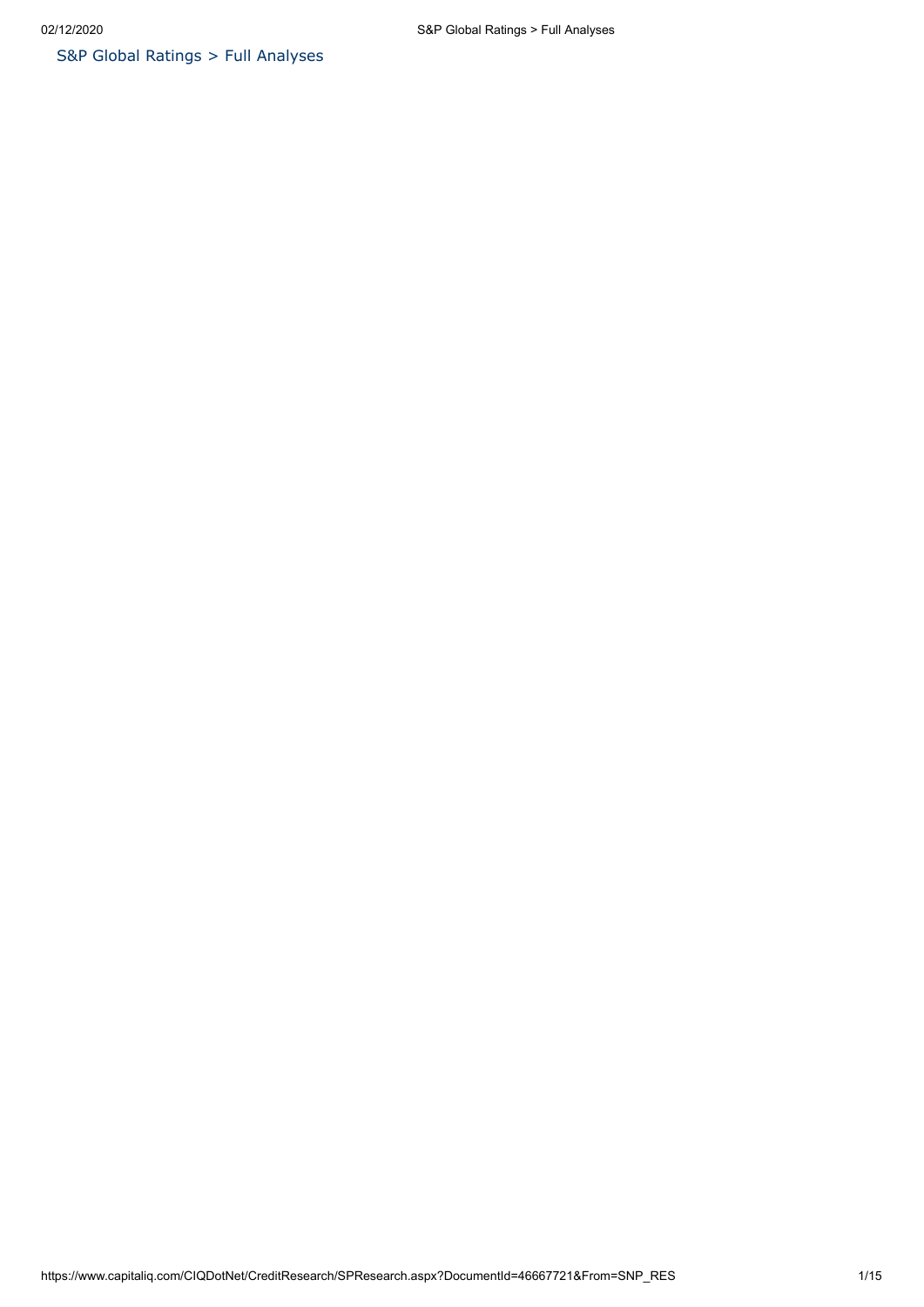S&P Global Ratings > Full Analyses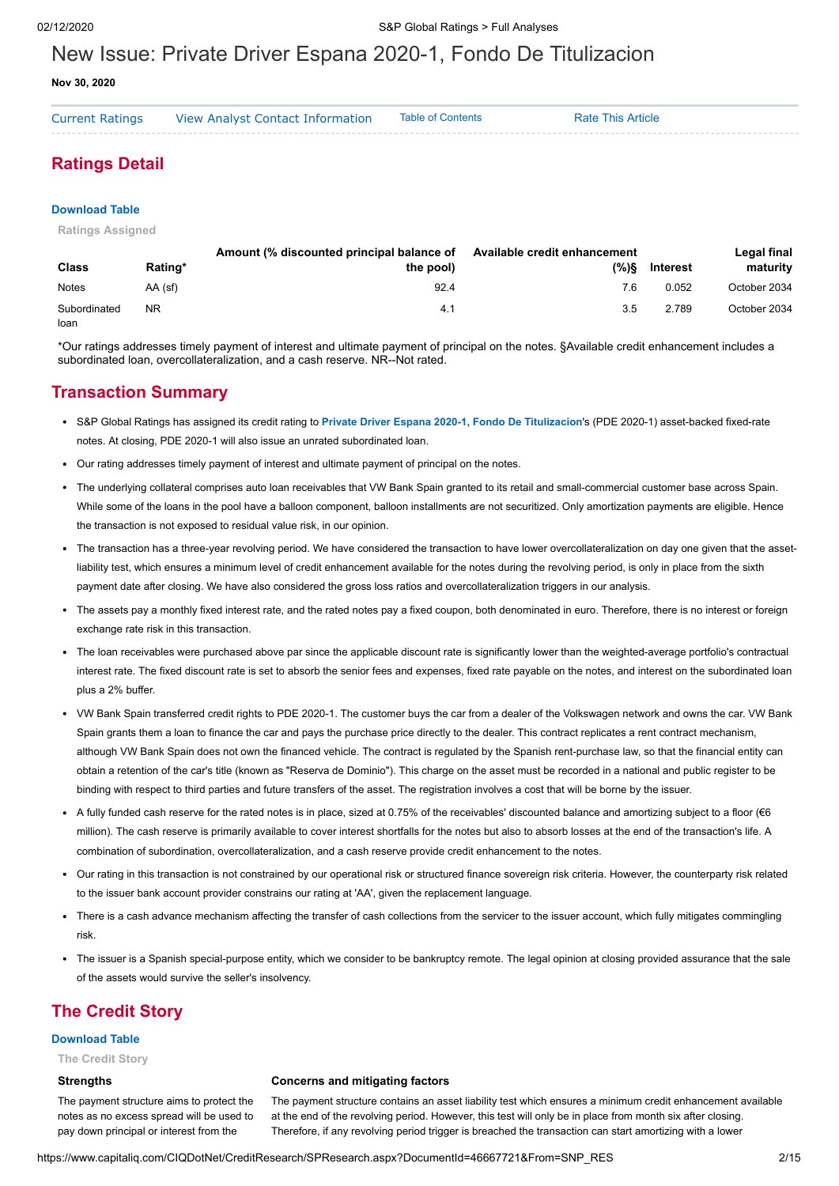# New Issue: Private Driver Espana 2020-1, Fondo De Titulizacion

**Nov 30, 2020**

Current Ratings | View Analyst Contact Information | Table of Contents | Rate This Article

## Ratings Detail

**Download Table**

Ratings Assigned

| Class | Rating* | Amount (% discounted principal balance of the pool) | Available credit enhancement (%)§ | Interest | Legal final maturity |
|---|---|---|---|---|---|
| Notes | AA (sf) | 92.4 | 7.6 | 0.052 | October 2034 |
| Subordinated loan | NR | 4.1 | 3.5 | 2.789 | October 2034 |

*Our ratings addresses timely payment of interest and ultimate payment of principal on the notes. §Available credit enhancement includes a subordinated loan, overcollateralization, and a cash reserve. NR--Not rated.

## Transaction Summary

- S&P Global Ratings has assigned its credit rating to **Private Driver Espana 2020-1, Fondo De Titulizacion**'s (PDE 2020-1) asset-backed fixed-rate notes. At closing, PDE 2020-1 will also issue an unrated subordinated loan.
- Our rating addresses timely payment of interest and ultimate payment of principal on the notes.
- The underlying collateral comprises auto loan receivables that VW Bank Spain granted to its retail and small-commercial customer base across Spain. While some of the loans in the pool have a balloon component, balloon installments are not securitized. Only amortization payments are eligible. Hence the transaction is not exposed to residual value risk, in our opinion.
- The transaction has a three-year revolving period. We have considered the transaction to have lower overcollateralization on day one given that the asset-liability test, which ensures a minimum level of credit enhancement available for the notes during the revolving period, is only in place from the sixth payment date after closing. We have also considered the gross loss ratios and overcollateralization triggers in our analysis.
- The assets pay a monthly fixed interest rate, and the rated notes pay a fixed coupon, both denominated in euro. Therefore, there is no interest or foreign exchange rate risk in this transaction.
- The loan receivables were purchased above par since the applicable discount rate is significantly lower than the weighted-average portfolio's contractual interest rate. The fixed discount rate is set to absorb the senior fees and expenses, fixed rate payable on the notes, and interest on the subordinated loan plus a 2% buffer.
- VW Bank Spain transferred credit rights to PDE 2020-1. The customer buys the car from a dealer of the Volkswagen network and owns the car. VW Bank Spain grants them a loan to finance the car and pays the purchase price directly to the dealer. This contract replicates a rent contract mechanism, although VW Bank Spain does not own the financed vehicle. The contract is regulated by the Spanish rent-purchase law, so that the financial entity can obtain a retention of the car's title (known as "Reserva de Dominio"). This charge on the asset must be recorded in a national and public register to be binding with respect to third parties and future transfers of the asset. The registration involves a cost that will be borne by the issuer.
- A fully funded cash reserve for the rated notes is in place, sized at 0.75% of the receivables' discounted balance and amortizing subject to a floor (€6 million). The cash reserve is primarily available to cover interest shortfalls for the notes but also to absorb losses at the end of the transaction's life. A combination of subordination, overcollateralization, and a cash reserve provide credit enhancement to the notes.
- Our rating in this transaction is not constrained by our operational risk or structured finance sovereign risk criteria. However, the counterparty risk related to the issuer bank account provider constrains our rating at 'AA', given the replacement language.
- There is a cash advance mechanism affecting the transfer of cash collections from the servicer to the issuer account, which fully mitigates commingling risk.
- The issuer is a Spanish special-purpose entity, which we consider to be bankruptcy remote. The legal opinion at closing provided assurance that the sale of the assets would survive the seller's insolvency.

## The Credit Story

**Download Table**

The Credit Story

| Strengths | Concerns and mitigating factors |
|---|---|
| The payment structure aims to protect the notes as no excess spread will be used to pay down principal or interest from the | The payment structure contains an asset liability test which ensures a minimum credit enhancement available at the end of the revolving period. However, this test will only be in place from month six after closing. Therefore, if any revolving period trigger is breached the transaction can start amortizing with a lower |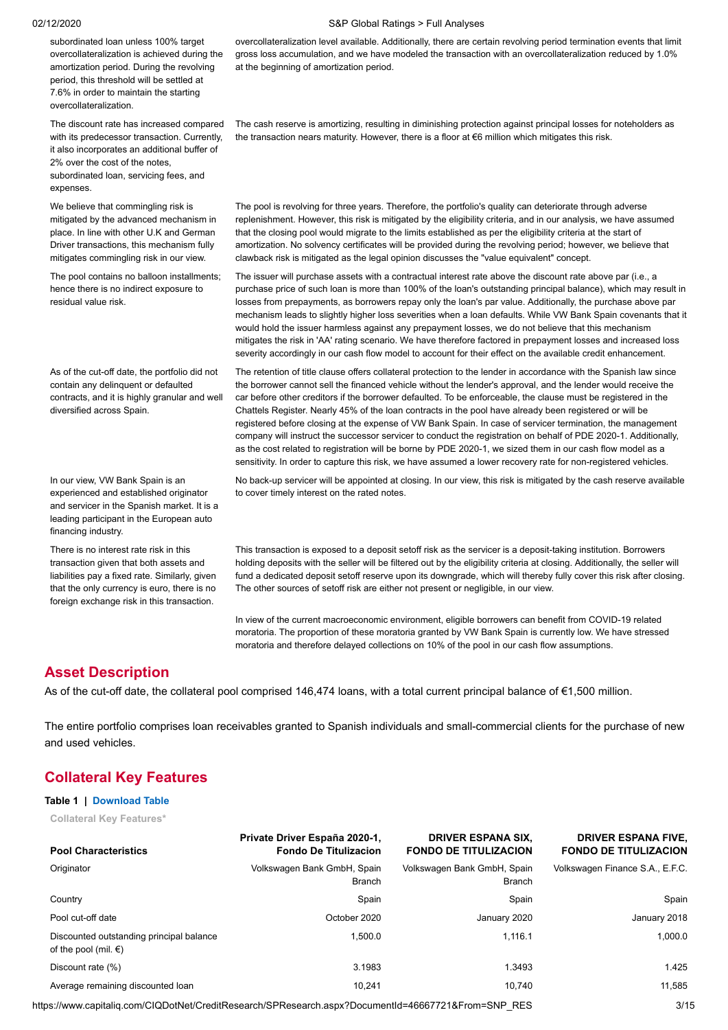| | |
|---|---|
| subordinated loan unless 100% target overcollateralization is achieved during the amortization period. During the revolving period, this threshold will be settled at 7.6% in order to maintain the starting overcollateralization. | overcollateralization level available. Additionally, there are certain revolving period termination events that limit gross loss accumulation, and we have modeled the transaction with an overcollateralization reduced by 1.0% at the beginning of amortization period. |
| The discount rate has increased compared with its predecessor transaction. Currently, it also incorporates an additional buffer of 2% over the cost of the notes, subordinated loan, servicing fees, and expenses. | The cash reserve is amortizing, resulting in diminishing protection against principal losses for noteholders as the transaction nears maturity. However, there is a floor at €6 million which mitigates this risk. |
| We believe that commingling risk is mitigated by the advanced mechanism in place. In line with other U.K and German Driver transactions, this mechanism fully mitigates commingling risk in our view. | The pool is revolving for three years. Therefore, the portfolio's quality can deteriorate through adverse replenishment. However, this risk is mitigated by the eligibility criteria, and in our analysis, we have assumed that the closing pool would migrate to the limits established as per the eligibility criteria at the start of amortization. No solvency certificates will be provided during the revolving period; however, we believe that clawback risk is mitigated as the legal opinion discusses the "value equivalent" concept. |
| The pool contains no balloon installments; hence there is no indirect exposure to residual value risk. | The issuer will purchase assets with a contractual interest rate above the discount rate above par (i.e., a purchase price of such loan is more than 100% of the loan's outstanding principal balance), which may result in losses from prepayments, as borrowers repay only the loan's par value. Additionally, the purchase above par mechanism leads to slightly higher loss severities when a loan defaults. While VW Bank Spain covenants that it would hold the issuer harmless against any prepayment losses, we do not believe that this mechanism mitigates the risk in 'AA' rating scenario. We have therefore factored in prepayment losses and increased loss severity accordingly in our cash flow model to account for their effect on the available credit enhancement. |
| As of the cut-off date, the portfolio did not contain any delinquent or defaulted contracts, and it is highly granular and well diversified across Spain. | The retention of title clause offers collateral protection to the lender in accordance with the Spanish law since the borrower cannot sell the financed vehicle without the lender's approval, and the lender would receive the car before other creditors if the borrower defaulted. To be enforceable, the clause must be registered in the Chattels Register. Nearly 45% of the loan contracts in the pool have already been registered or will be registered before closing at the expense of VW Bank Spain. In case of servicer termination, the management company will instruct the successor servicer to conduct the registration on behalf of PDE 2020-1. Additionally, as the cost related to registration will be borne by PDE 2020-1, we sized them in our cash flow model as a sensitivity. In order to capture this risk, we have assumed a lower recovery rate for non-registered vehicles. |
| In our view, VW Bank Spain is an experienced and established originator and servicer in the Spanish market. It is a leading participant in the European auto financing industry. | No back-up servicer will be appointed at closing. In our view, this risk is mitigated by the cash reserve available to cover timely interest on the rated notes. |
| There is no interest rate risk in this transaction given that both assets and liabilities pay a fixed rate. Similarly, given that the only currency is euro, there is no foreign exchange risk in this transaction. | This transaction is exposed to a deposit setoff risk as the servicer is a deposit-taking institution. Borrowers holding deposits with the seller will be filtered out by the eligibility criteria at closing. Additionally, the seller will fund a dedicated deposit setoff reserve upon its downgrade, which will thereby fully cover this risk after closing. The other sources of setoff risk are either not present or negligible, in our view. |
| | In view of the current macroeconomic environment, eligible borrowers can benefit from COVID-19 related moratoria. The proportion of these moratoria granted by VW Bank Spain is currently low. We have stressed moratoria and therefore delayed collections on 10% of the pool in our cash flow assumptions. |

## Asset Description

As of the cut-off date, the collateral pool comprised 146,474 loans, with a total current principal balance of €1,500 million.

The entire portfolio comprises loan receivables granted to Spanish individuals and small-commercial clients for the purchase of new and used vehicles.

## Collateral Key Features

**Table 1 | Download Table**

**Collateral Key Features***

| Pool Characteristics | Private Driver España 2020-1, Fondo De Titulizacion | DRIVER ESPANA SIX, FONDO DE TITULIZACION | DRIVER ESPANA FIVE, FONDO DE TITULIZACION |
|---|---|---|---|
| Originator | Volkswagen Bank GmbH, Spain Branch | Volkswagen Bank GmbH, Spain Branch | Volkswagen Finance S.A., E.F.C. |
| Country | Spain | Spain | Spain |
| Pool cut-off date | October 2020 | January 2020 | January 2018 |
| Discounted outstanding principal balance of the pool (mil. €) | 1,500.0 | 1,116.1 | 1,000.0 |
| Discount rate (%) | 3.1983 | 1.3493 | 1.425 |
| Average remaining discounted loan | 10,241 | 10,740 | 11,585 |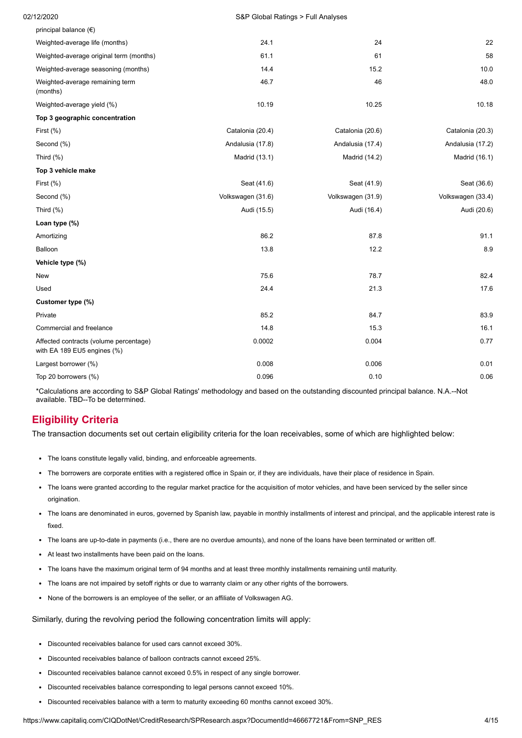| | | | |
|---|---|---|---|
| principal balance (€) | | | |
| Weighted-average life (months) | 24.1 | 24 | 22 |
| Weighted-average original term (months) | 61.1 | 61 | 58 |
| Weighted-average seasoning (months) | 14.4 | 15.2 | 10.0 |
| Weighted-average remaining term (months) | 46.7 | 46 | 48.0 |
| Weighted-average yield (%) | 10.19 | 10.25 | 10.18 |
| **Top 3 geographic concentration** | | | |
| First (%) | Catalonia (20.4) | Catalonia (20.6) | Catalonia (20.3) |
| Second (%) | Andalusia (17.8) | Andalusia (17.4) | Andalusia (17.2) |
| Third (%) | Madrid (13.1) | Madrid (14.2) | Madrid (16.1) |
| **Top 3 vehicle make** | | | |
| First (%) | Seat (41.6) | Seat (41.9) | Seat (36.6) |
| Second (%) | Volkswagen (31.6) | Volkswagen (31.9) | Volkswagen (33.4) |
| Third (%) | Audi (15.5) | Audi (16.4) | Audi (20.6) |
| **Loan type (%)** | | | |
| Amortizing | 86.2 | 87.8 | 91.1 |
| Balloon | 13.8 | 12.2 | 8.9 |
| **Vehicle type (%)** | | | |
| New | 75.6 | 78.7 | 82.4 |
| Used | 24.4 | 21.3 | 17.6 |
| **Customer type (%)** | | | |
| Private | 85.2 | 84.7 | 83.9 |
| Commercial and freelance | 14.8 | 15.3 | 16.1 |
| Affected contracts (volume percentage) with EA 189 EU5 engines (%) | 0.0002 | 0.004 | 0.77 |
| Largest borrower (%) | 0.008 | 0.006 | 0.01 |
| Top 20 borrowers (%) | 0.096 | 0.10 | 0.06 |

*Calculations are according to S&P Global Ratings' methodology and based on the outstanding discounted principal balance. N.A.--Not available. TBD--To be determined.

## Eligibility Criteria

The transaction documents set out certain eligibility criteria for the loan receivables, some of which are highlighted below:

- The loans constitute legally valid, binding, and enforceable agreements.
- The borrowers are corporate entities with a registered office in Spain or, if they are individuals, have their place of residence in Spain.
- The loans were granted according to the regular market practice for the acquisition of motor vehicles, and have been serviced by the seller since origination.
- The loans are denominated in euros, governed by Spanish law, payable in monthly installments of interest and principal, and the applicable interest rate is fixed.
- The loans are up-to-date in payments (i.e., there are no overdue amounts), and none of the loans have been terminated or written off.
- At least two installments have been paid on the loans.
- The loans have the maximum original term of 94 months and at least three monthly installments remaining until maturity.
- The loans are not impaired by setoff rights or due to warranty claim or any other rights of the borrowers.
- None of the borrowers is an employee of the seller, or an affiliate of Volkswagen AG.

Similarly, during the revolving period the following concentration limits will apply:

- Discounted receivables balance for used cars cannot exceed 30%.
- Discounted receivables balance of balloon contracts cannot exceed 25%.
- Discounted receivables balance cannot exceed 0.5% in respect of any single borrower.
- Discounted receivables balance corresponding to legal persons cannot exceed 10%.
- Discounted receivables balance with a term to maturity exceeding 60 months cannot exceed 30%.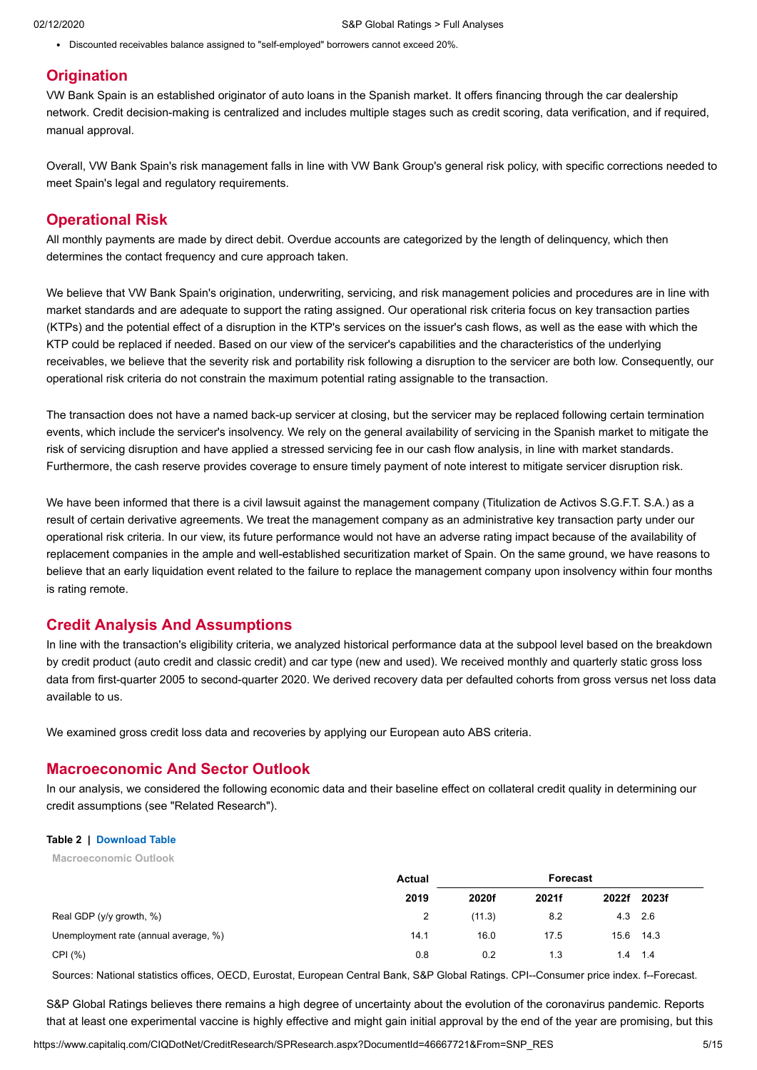- Discounted receivables balance assigned to "self-employed" borrowers cannot exceed 20%.

## Origination

VW Bank Spain is an established originator of auto loans in the Spanish market. It offers financing through the car dealership network. Credit decision-making is centralized and includes multiple stages such as credit scoring, data verification, and if required, manual approval.

Overall, VW Bank Spain's risk management falls in line with VW Bank Group's general risk policy, with specific corrections needed to meet Spain's legal and regulatory requirements.

## Operational Risk

All monthly payments are made by direct debit. Overdue accounts are categorized by the length of delinquency, which then determines the contact frequency and cure approach taken.

We believe that VW Bank Spain's origination, underwriting, servicing, and risk management policies and procedures are in line with market standards and are adequate to support the rating assigned. Our operational risk criteria focus on key transaction parties (KTPs) and the potential effect of a disruption in the KTP's services on the issuer's cash flows, as well as the ease with which the KTP could be replaced if needed. Based on our view of the servicer's capabilities and the characteristics of the underlying receivables, we believe that the severity risk and portability risk following a disruption to the servicer are both low. Consequently, our operational risk criteria do not constrain the maximum potential rating assignable to the transaction.

The transaction does not have a named back-up servicer at closing, but the servicer may be replaced following certain termination events, which include the servicer's insolvency. We rely on the general availability of servicing in the Spanish market to mitigate the risk of servicing disruption and have applied a stressed servicing fee in our cash flow analysis, in line with market standards. Furthermore, the cash reserve provides coverage to ensure timely payment of note interest to mitigate servicer disruption risk.

We have been informed that there is a civil lawsuit against the management company (Titulization de Activos S.G.F.T. S.A.) as a result of certain derivative agreements. We treat the management company as an administrative key transaction party under our operational risk criteria. In our view, its future performance would not have an adverse rating impact because of the availability of replacement companies in the ample and well-established securitization market of Spain. On the same ground, we have reasons to believe that an early liquidation event related to the failure to replace the management company upon insolvency within four months is rating remote.

## Credit Analysis And Assumptions

In line with the transaction's eligibility criteria, we analyzed historical performance data at the subpool level based on the breakdown by credit product (auto credit and classic credit) and car type (new and used). We received monthly and quarterly static gross loss data from first-quarter 2005 to second-quarter 2020. We derived recovery data per defaulted cohorts from gross versus net loss data available to us.

We examined gross credit loss data and recoveries by applying our European auto ABS criteria.

## Macroeconomic And Sector Outlook

In our analysis, we considered the following economic data and their baseline effect on collateral credit quality in determining our credit assumptions (see "Related Research").

**Table 2 | Download Table**

**Macroeconomic Outlook**

| | Actual | Forecast | | | |
|---|---|---|---|---|---|
| | 2019 | 2020f | 2021f | 2022f | 2023f |
| Real GDP (y/y growth, %) | 2 | (11.3) | 8.2 | 4.3 | 2.6 |
| Unemployment rate (annual average, %) | 14.1 | 16.0 | 17.5 | 15.6 | 14.3 |
| CPI (%) | 0.8 | 0.2 | 1.3 | 1.4 | 1.4 |

Sources: National statistics offices, OECD, Eurostat, European Central Bank, S&P Global Ratings. CPI--Consumer price index. f--Forecast.

S&P Global Ratings believes there remains a high degree of uncertainty about the evolution of the coronavirus pandemic. Reports that at least one experimental vaccine is highly effective and might gain initial approval by the end of the year are promising, but this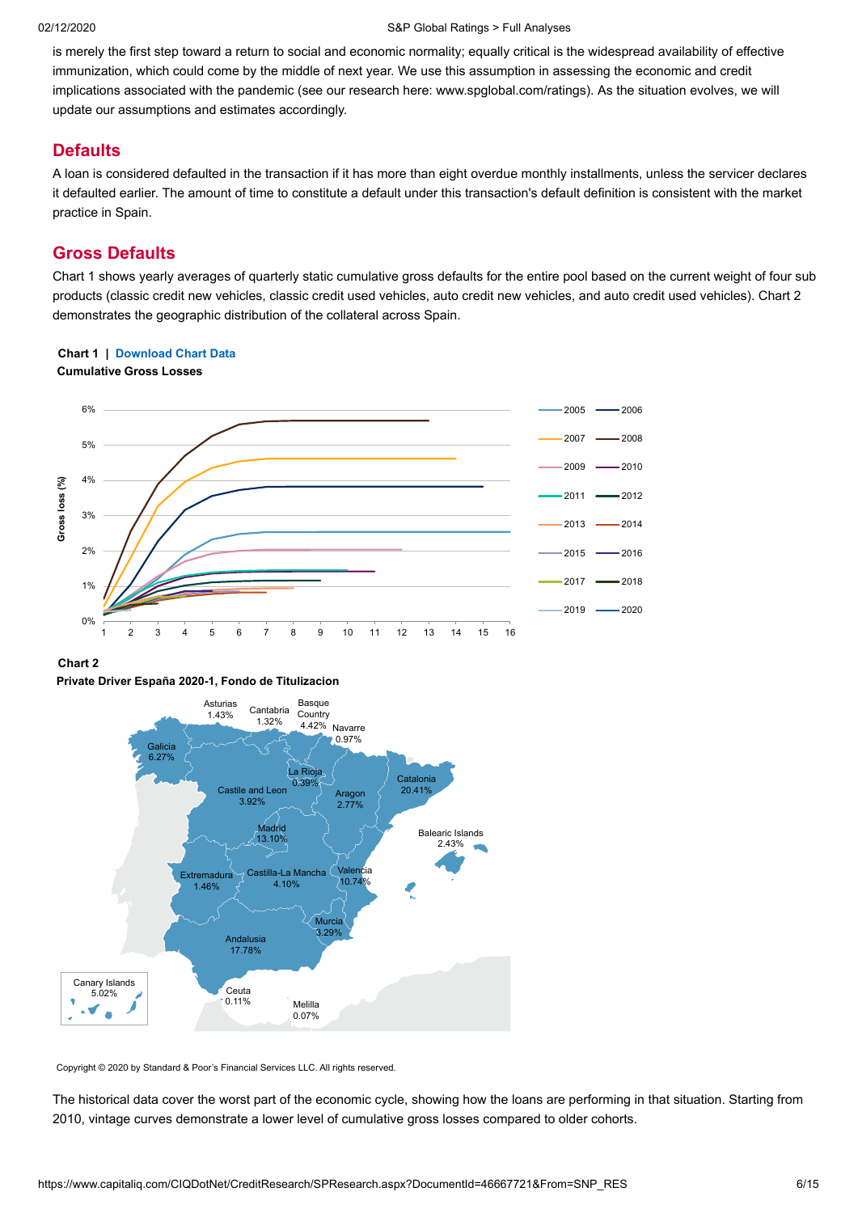is merely the first step toward a return to social and economic normality; equally critical is the widespread availability of effective immunization, which could come by the middle of next year. We use this assumption in assessing the economic and credit implications associated with the pandemic (see our research here: www.spglobal.com/ratings). As the situation evolves, we will update our assumptions and estimates accordingly.

## Defaults

A loan is considered defaulted in the transaction if it has more than eight overdue monthly installments, unless the servicer declares it defaulted earlier. The amount of time to constitute a default under this transaction's default definition is consistent with the market practice in Spain.

## Gross Defaults

Chart 1 shows yearly averages of quarterly static cumulative gross defaults for the entire pool based on the current weight of four sub products (classic credit new vehicles, classic credit used vehicles, auto credit new vehicles, and auto credit used vehicles). Chart 2 demonstrates the geographic distribution of the collateral across Spain.

**Chart 1 | Download Chart Data**

**Cumulative Gross Losses**

**Chart 2**

**Private Driver España 2020-1, Fondo de Titulizacion**

Copyright © 2020 by Standard & Poor's Financial Services LLC. All rights reserved.

The historical data cover the worst part of the economic cycle, showing how the loans are performing in that situation. Starting from 2010, vintage curves demonstrate a lower level of cumulative gross losses compared to older cohorts.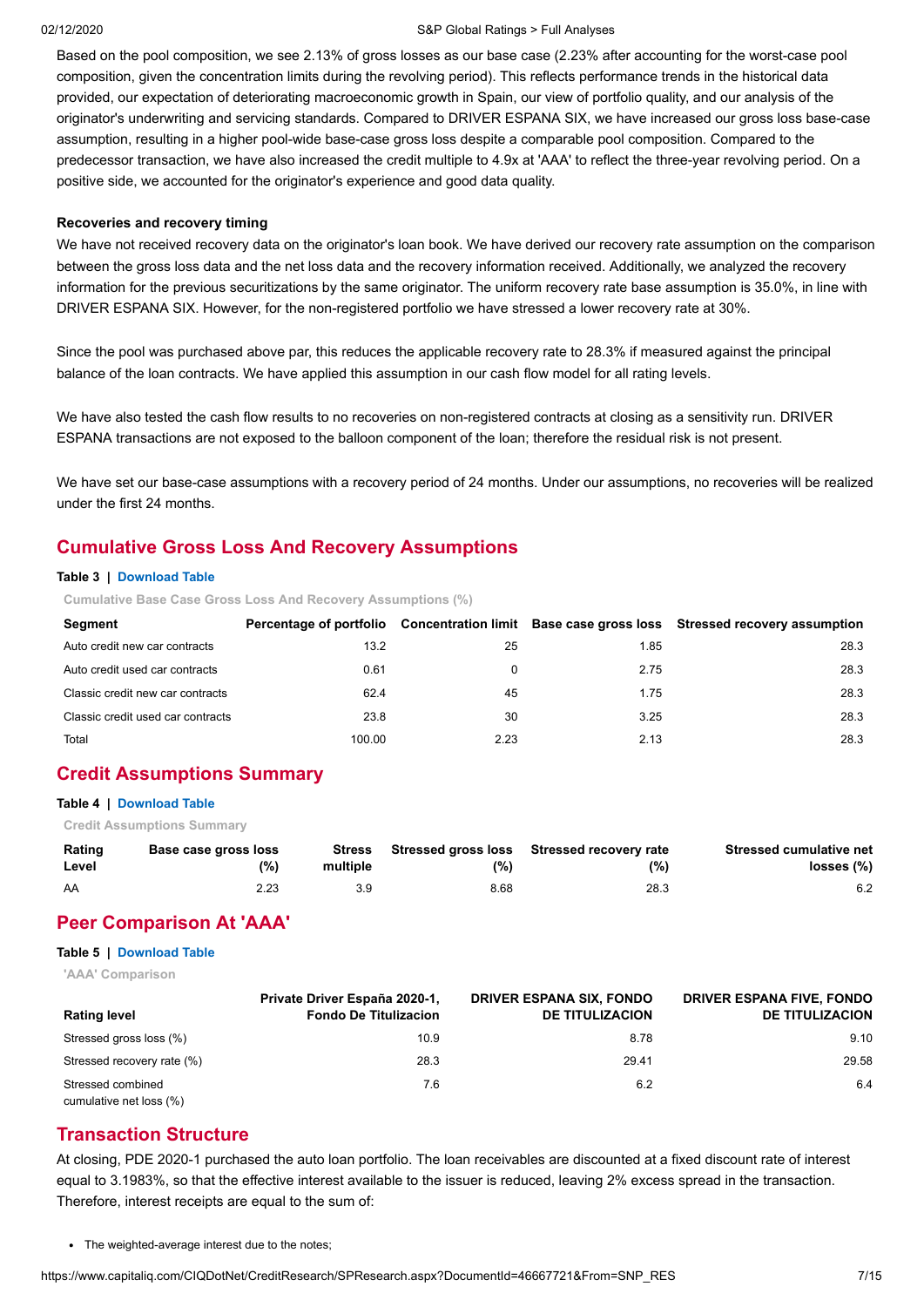Based on the pool composition, we see 2.13% of gross losses as our base case (2.23% after accounting for the worst-case pool composition, given the concentration limits during the revolving period). This reflects performance trends in the historical data provided, our expectation of deteriorating macroeconomic growth in Spain, our view of portfolio quality, and our analysis of the originator's underwriting and servicing standards. Compared to DRIVER ESPANA SIX, we have increased our gross loss base-case assumption, resulting in a higher pool-wide base-case gross loss despite a comparable pool composition. Compared to the predecessor transaction, we have also increased the credit multiple to 4.9x at 'AAA' to reflect the three-year revolving period. On a positive side, we accounted for the originator's experience and good data quality.

**Recoveries and recovery timing**

We have not received recovery data on the originator's loan book. We have derived our recovery rate assumption on the comparison between the gross loss data and the net loss data and the recovery information received. Additionally, we analyzed the recovery information for the previous securitizations by the same originator. The uniform recovery rate base assumption is 35.0%, in line with DRIVER ESPANA SIX. However, for the non-registered portfolio we have stressed a lower recovery rate at 30%.

Since the pool was purchased above par, this reduces the applicable recovery rate to 28.3% if measured against the principal balance of the loan contracts. We have applied this assumption in our cash flow model for all rating levels.

We have also tested the cash flow results to no recoveries on non-registered contracts at closing as a sensitivity run. DRIVER ESPANA transactions are not exposed to the balloon component of the loan; therefore the residual risk is not present.

We have set our base-case assumptions with a recovery period of 24 months. Under our assumptions, no recoveries will be realized under the first 24 months.

## Cumulative Gross Loss And Recovery Assumptions

**Table 3 | Download Table**

Cumulative Base Case Gross Loss And Recovery Assumptions (%)

| Segment | Percentage of portfolio | Concentration limit | Base case gross loss | Stressed recovery assumption |
|---|---|---|---|---|
| Auto credit new car contracts | 13.2 | 25 | 1.85 | 28.3 |
| Auto credit used car contracts | 0.61 | 0 | 2.75 | 28.3 |
| Classic credit new car contracts | 62.4 | 45 | 1.75 | 28.3 |
| Classic credit used car contracts | 23.8 | 30 | 3.25 | 28.3 |
| Total | 100.00 | 2.23 | 2.13 | 28.3 |

## Credit Assumptions Summary

**Table 4 | Download Table**

Credit Assumptions Summary

| Rating Level | Base case gross loss (%) | Stress multiple | Stressed gross loss (%) | Stressed recovery rate (%) | Stressed cumulative net losses (%) |
|---|---|---|---|---|---|
| AA | 2.23 | 3.9 | 8.68 | 28.3 | 6.2 |

## Peer Comparison At 'AAA'

**Table 5 | Download Table**

'AAA' Comparison

| Rating level | Private Driver España 2020-1, Fondo De Titulizacion | DRIVER ESPANA SIX, FONDO DE TITULIZACION | DRIVER ESPANA FIVE, FONDO DE TITULIZACION |
|---|---|---|---|
| Stressed gross loss (%) | 10.9 | 8.78 | 9.10 |
| Stressed recovery rate (%) | 28.3 | 29.41 | 29.58 |
| Stressed combined cumulative net loss (%) | 7.6 | 6.2 | 6.4 |

## Transaction Structure

At closing, PDE 2020-1 purchased the auto loan portfolio. The loan receivables are discounted at a fixed discount rate of interest equal to 3.1983%, so that the effective interest available to the issuer is reduced, leaving 2% excess spread in the transaction. Therefore, interest receipts are equal to the sum of:

- The weighted-average interest due to the notes;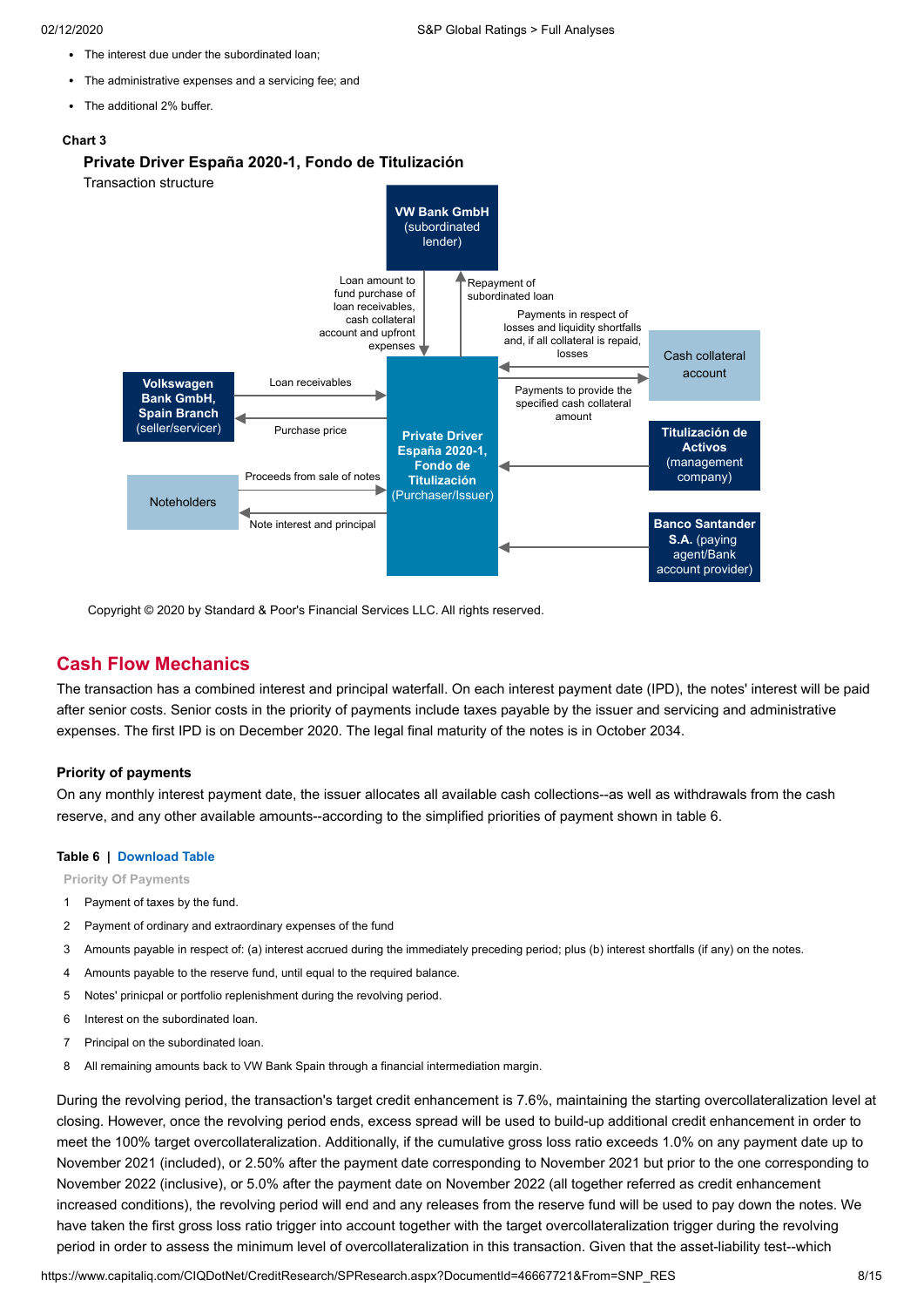- The interest due under the subordinated loan;
- The administrative expenses and a servicing fee; and
- The additional 2% buffer.

**Chart 3**

**Private Driver España 2020-1, Fondo de Titulización**

Transaction structure

VW Bank GmbH (subordinated lender)

Loan amount to fund purchase of loan receivables, cash collateral account and upfront expenses

Repayment of subordinated loan

Payments in respect of losses and liquidity shortfalls and, if all collateral is repaid, losses

Cash collateral account

Payments to provide the specified cash collateral amount

Volkswagen Bank GmbH, Spain Branch (seller/servicer)

Loan receivables

Purchase price

Private Driver España 2020-1, Fondo de Titulización (Purchaser/Issuer)

Titulización de Activos (management company)

Noteholders

Proceeds from sale of notes

Note interest and principal

Banco Santander S.A. (paying agent/Bank account provider)

Copyright © 2020 by Standard & Poor's Financial Services LLC. All rights reserved.

## Cash Flow Mechanics

The transaction has a combined interest and principal waterfall. On each interest payment date (IPD), the notes' interest will be paid after senior costs. Senior costs in the priority of payments include taxes payable by the issuer and servicing and administrative expenses. The first IPD is on December 2020. The legal final maturity of the notes is in October 2034.

### Priority of payments

On any monthly interest payment date, the issuer allocates all available cash collections--as well as withdrawals from the cash reserve, and any other available amounts--according to the simplified priorities of payment shown in table 6.

**Table 6** | Download Table

| Priority Of Payments | |
|---|---|
| 1 | Payment of taxes by the fund. |
| 2 | Payment of ordinary and extraordinary expenses of the fund |
| 3 | Amounts payable in respect of: (a) interest accrued during the immediately preceding period; plus (b) interest shortfalls (if any) on the notes. |
| 4 | Amounts payable to the reserve fund, until equal to the required balance. |
| 5 | Notes' prinicpal or portfolio replenishment during the revolving period. |
| 6 | Interest on the subordinated loan. |
| 7 | Principal on the subordinated loan. |
| 8 | All remaining amounts back to VW Bank Spain through a financial intermediation margin. |

During the revolving period, the transaction's target credit enhancement is 7.6%, maintaining the starting overcollateralization level at closing. However, once the revolving period ends, excess spread will be used to build-up additional credit enhancement in order to meet the 100% target overcollateralization. Additionally, if the cumulative gross loss ratio exceeds 1.0% on any payment date up to November 2021 (included), or 2.50% after the payment date corresponding to November 2021 but prior to the one corresponding to November 2022 (inclusive), or 5.0% after the payment date on November 2022 (all together referred as credit enhancement increased conditions), the revolving period will end and any releases from the reserve fund will be used to pay down the notes. We have taken the first gross loss ratio trigger into account together with the target overcollateralization trigger during the revolving period in order to assess the minimum level of overcollateralization in this transaction. Given that the asset-liability test--which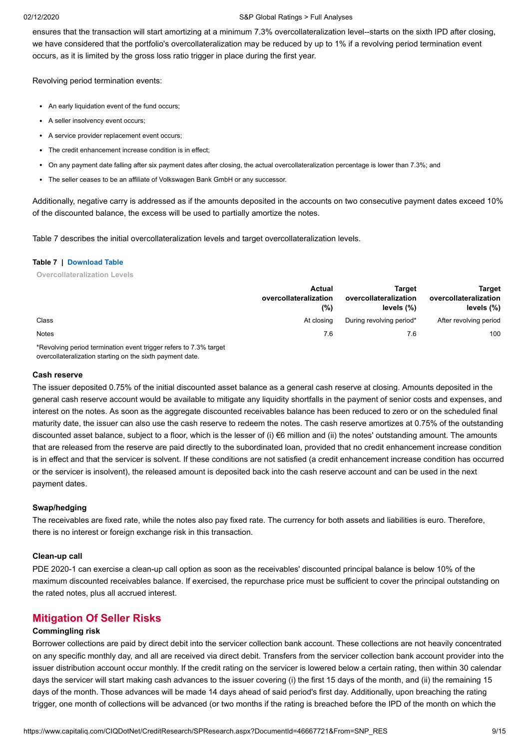ensures that the transaction will start amortizing at a minimum 7.3% overcollateralization level--starts on the sixth IPD after closing, we have considered that the portfolio's overcollateralization may be reduced by up to 1% if a revolving period termination event occurs, as it is limited by the gross loss ratio trigger in place during the first year.

Revolving period termination events:

- An early liquidation event of the fund occurs;
- A seller insolvency event occurs;
- A service provider replacement event occurs;
- The credit enhancement increase condition is in effect;
- On any payment date falling after six payment dates after closing, the actual overcollateralization percentage is lower than 7.3%; and
- The seller ceases to be an affiliate of Volkswagen Bank GmbH or any successor.

Additionally, negative carry is addressed as if the amounts deposited in the accounts on two consecutive payment dates exceed 10% of the discounted balance, the excess will be used to partially amortize the notes.

Table 7 describes the initial overcollateralization levels and target overcollateralization levels.

**Table 7 | Download Table**

**Overcollateralization Levels**

| | Actual overcollateralization (%) | Target overcollateralization levels (%) | Target overcollateralization levels (%) |
|---|---|---|---|
| Class | At closing | During revolving period* | After revolving period |
| Notes | 7.6 | 7.6 | 100 |

*Revolving period termination event trigger refers to 7.3% target overcollateralization starting on the sixth payment date.

### Cash reserve

The issuer deposited 0.75% of the initial discounted asset balance as a general cash reserve at closing. Amounts deposited in the general cash reserve account would be available to mitigate any liquidity shortfalls in the payment of senior costs and expenses, and interest on the notes. As soon as the aggregate discounted receivables balance has been reduced to zero or on the scheduled final maturity date, the issuer can also use the cash reserve to redeem the notes. The cash reserve amortizes at 0.75% of the outstanding discounted asset balance, subject to a floor, which is the lesser of (i) €6 million and (ii) the notes' outstanding amount. The amounts that are released from the reserve are paid directly to the subordinated loan, provided that no credit enhancement increase condition is in effect and that the servicer is solvent. If these conditions are not satisfied (a credit enhancement increase condition has occurred or the servicer is insolvent), the released amount is deposited back into the cash reserve account and can be used in the next payment dates.

### Swap/hedging

The receivables are fixed rate, while the notes also pay fixed rate. The currency for both assets and liabilities is euro. Therefore, there is no interest or foreign exchange risk in this transaction.

### Clean-up call

PDE 2020-1 can exercise a clean-up call option as soon as the receivables' discounted principal balance is below 10% of the maximum discounted receivables balance. If exercised, the repurchase price must be sufficient to cover the principal outstanding on the rated notes, plus all accrued interest.

## Mitigation Of Seller Risks

### Commingling risk

Borrower collections are paid by direct debit into the servicer collection bank account. These collections are not heavily concentrated on any specific monthly day, and all are received via direct debit. Transfers from the servicer collection bank account provider into the issuer distribution account occur monthly. If the credit rating on the servicer is lowered below a certain rating, then within 30 calendar days the servicer will start making cash advances to the issuer covering (i) the first 15 days of the month, and (ii) the remaining 15 days of the month. Those advances will be made 14 days ahead of said period's first day. Additionally, upon breaching the rating trigger, one month of collections will be advanced (or two months if the rating is breached before the IPD of the month on which the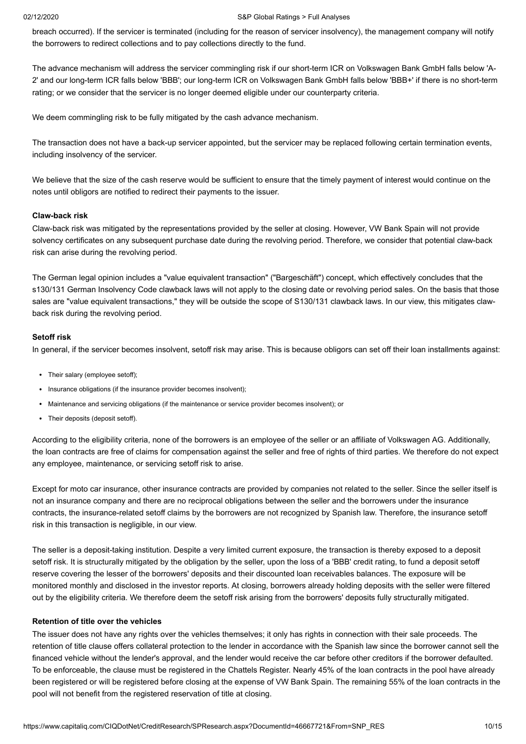breach occurred). If the servicer is terminated (including for the reason of servicer insolvency), the management company will notify the borrowers to redirect collections and to pay collections directly to the fund.

The advance mechanism will address the servicer commingling risk if our short-term ICR on Volkswagen Bank GmbH falls below 'A-2' and our long-term ICR falls below 'BBB'; our long-term ICR on Volkswagen Bank GmbH falls below 'BBB+' if there is no short-term rating; or we consider that the servicer is no longer deemed eligible under our counterparty criteria.

We deem commingling risk to be fully mitigated by the cash advance mechanism.

The transaction does not have a back-up servicer appointed, but the servicer may be replaced following certain termination events, including insolvency of the servicer.

We believe that the size of the cash reserve would be sufficient to ensure that the timely payment of interest would continue on the notes until obligors are notified to redirect their payments to the issuer.

**Claw-back risk**

Claw-back risk was mitigated by the representations provided by the seller at closing. However, VW Bank Spain will not provide solvency certificates on any subsequent purchase date during the revolving period. Therefore, we consider that potential claw-back risk can arise during the revolving period.

The German legal opinion includes a "value equivalent transaction" ("Bargeschäft") concept, which effectively concludes that the s130/131 German Insolvency Code clawback laws will not apply to the closing date or revolving period sales. On the basis that those sales are "value equivalent transactions," they will be outside the scope of S130/131 clawback laws. In our view, this mitigates claw-back risk during the revolving period.

**Setoff risk**

In general, if the servicer becomes insolvent, setoff risk may arise. This is because obligors can set off their loan installments against:

- Their salary (employee setoff);
- Insurance obligations (if the insurance provider becomes insolvent);
- Maintenance and servicing obligations (if the maintenance or service provider becomes insolvent); or
- Their deposits (deposit setoff).

According to the eligibility criteria, none of the borrowers is an employee of the seller or an affiliate of Volkswagen AG. Additionally, the loan contracts are free of claims for compensation against the seller and free of rights of third parties. We therefore do not expect any employee, maintenance, or servicing setoff risk to arise.

Except for moto car insurance, other insurance contracts are provided by companies not related to the seller. Since the seller itself is not an insurance company and there are no reciprocal obligations between the seller and the borrowers under the insurance contracts, the insurance-related setoff claims by the borrowers are not recognized by Spanish law. Therefore, the insurance setoff risk in this transaction is negligible, in our view.

The seller is a deposit-taking institution. Despite a very limited current exposure, the transaction is thereby exposed to a deposit setoff risk. It is structurally mitigated by the obligation by the seller, upon the loss of a 'BBB' credit rating, to fund a deposit setoff reserve covering the lesser of the borrowers' deposits and their discounted loan receivables balances. The exposure will be monitored monthly and disclosed in the investor reports. At closing, borrowers already holding deposits with the seller were filtered out by the eligibility criteria. We therefore deem the setoff risk arising from the borrowers' deposits fully structurally mitigated.

**Retention of title over the vehicles**

The issuer does not have any rights over the vehicles themselves; it only has rights in connection with their sale proceeds. The retention of title clause offers collateral protection to the lender in accordance with the Spanish law since the borrower cannot sell the financed vehicle without the lender's approval, and the lender would receive the car before other creditors if the borrower defaulted. To be enforceable, the clause must be registered in the Chattels Register. Nearly 45% of the loan contracts in the pool have already been registered or will be registered before closing at the expense of VW Bank Spain. The remaining 55% of the loan contracts in the pool will not benefit from the registered reservation of title at closing.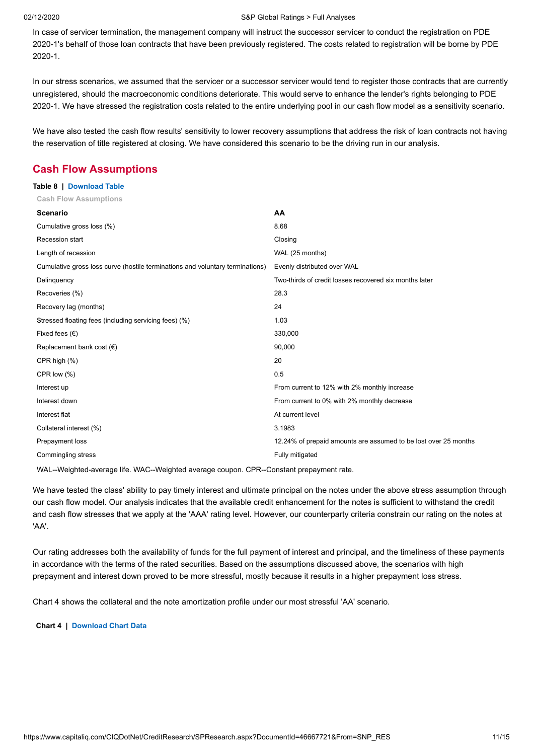In case of servicer termination, the management company will instruct the successor servicer to conduct the registration on PDE 2020-1's behalf of those loan contracts that have been previously registered. The costs related to registration will be borne by PDE 2020-1.

In our stress scenarios, we assumed that the servicer or a successor servicer would tend to register those contracts that are currently unregistered, should the macroeconomic conditions deteriorate. This would serve to enhance the lender's rights belonging to PDE 2020-1. We have stressed the registration costs related to the entire underlying pool in our cash flow model as a sensitivity scenario.

We have also tested the cash flow results' sensitivity to lower recovery assumptions that address the risk of loan contracts not having the reservation of title registered at closing. We have considered this scenario to be the driving run in our analysis.

## Cash Flow Assumptions

**Table 8 | Download Table**

Cash Flow Assumptions

| Scenario | AA |
|---|---|
| Cumulative gross loss (%) | 8.68 |
| Recession start | Closing |
| Length of recession | WAL (25 months) |
| Cumulative gross loss curve (hostile terminations and voluntary terminations) | Evenly distributed over WAL |
| Delinquency | Two-thirds of credit losses recovered six months later |
| Recoveries (%) | 28.3 |
| Recovery lag (months) | 24 |
| Stressed floating fees (including servicing fees) (%) | 1.03 |
| Fixed fees (€) | 330,000 |
| Replacement bank cost (€) | 90,000 |
| CPR high (%) | 20 |
| CPR low (%) | 0.5 |
| Interest up | From current to 12% with 2% monthly increase |
| Interest down | From current to 0% with 2% monthly decrease |
| Interest flat | At current level |
| Collateral interest (%) | 3.1983 |
| Prepayment loss | 12.24% of prepaid amounts are assumed to be lost over 25 months |
| Commingling stress | Fully mitigated |

WAL--Weighted-average life. WAC--Weighted average coupon. CPR--Constant prepayment rate.

We have tested the class' ability to pay timely interest and ultimate principal on the notes under the above stress assumption through our cash flow model. Our analysis indicates that the available credit enhancement for the notes is sufficient to withstand the credit and cash flow stresses that we apply at the 'AAA' rating level. However, our counterparty criteria constrain our rating on the notes at 'AA'.

Our rating addresses both the availability of funds for the full payment of interest and principal, and the timeliness of these payments in accordance with the terms of the rated securities. Based on the assumptions discussed above, the scenarios with high prepayment and interest down proved to be more stressful, mostly because it results in a higher prepayment loss stress.

Chart 4 shows the collateral and the note amortization profile under our most stressful 'AA' scenario.

**Chart 4 | Download Chart Data**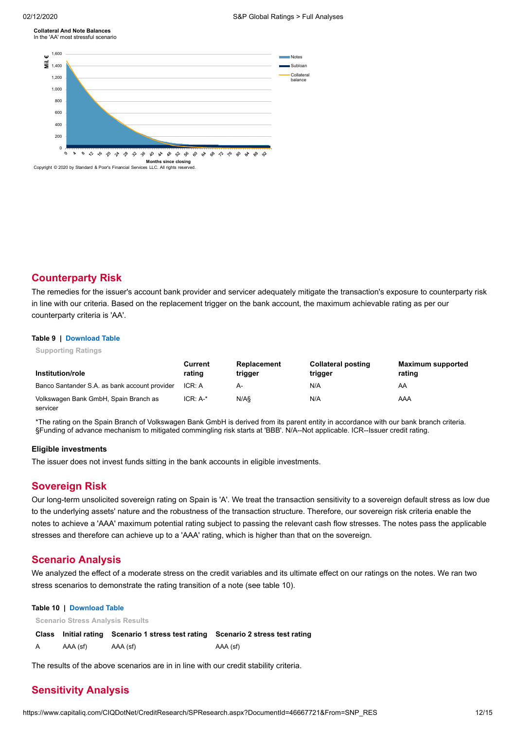**Collateral And Note Balances**
In the 'AA' most stressful scenario

Copyright © 2020 by Standard & Poor's Financial Services LLC. All rights reserved.

## Counterparty Risk

The remedies for the issuer's account bank provider and servicer adequately mitigate the transaction's exposure to counterparty risk in line with our criteria. Based on the replacement trigger on the bank account, the maximum achievable rating as per our counterparty criteria is 'AA'.

**Table 9 | Download Table**

Supporting Ratings

| Institution/role | Current rating | Replacement trigger | Collateral posting trigger | Maximum supported rating |
|---|---|---|---|---|
| Banco Santander S.A. as bank account provider | ICR: A | A- | N/A | AA |
| Volkswagen Bank GmbH, Spain Branch as servicer | ICR: A-* | N/A§ | N/A | AAA |

*The rating on the Spain Branch of Volkswagen Bank GmbH is derived from its parent entity in accordance with our bank branch criteria. §Funding of advance mechanism to mitigated commingling risk starts at 'BBB'. N/A--Not applicable. ICR--Issuer credit rating.

### Eligible investments

The issuer does not invest funds sitting in the bank accounts in eligible investments.

## Sovereign Risk

Our long-term unsolicited sovereign rating on Spain is 'A'. We treat the transaction sensitivity to a sovereign default stress as low due to the underlying assets' nature and the robustness of the transaction structure. Therefore, our sovereign risk criteria enable the notes to achieve a 'AAA' maximum potential rating subject to passing the relevant cash flow stresses. The notes pass the applicable stresses and therefore can achieve up to a 'AAA' rating, which is higher than that on the sovereign.

## Scenario Analysis

We analyzed the effect of a moderate stress on the credit variables and its ultimate effect on our ratings on the notes. We ran two stress scenarios to demonstrate the rating transition of a note (see table 10).

**Table 10 | Download Table**

Scenario Stress Analysis Results

| Class | Initial rating | Scenario 1 stress test rating | Scenario 2 stress test rating |
|---|---|---|---|
| A | AAA (sf) | AAA (sf) | AAA (sf) |

The results of the above scenarios are in in line with our credit stability criteria.

## Sensitivity Analysis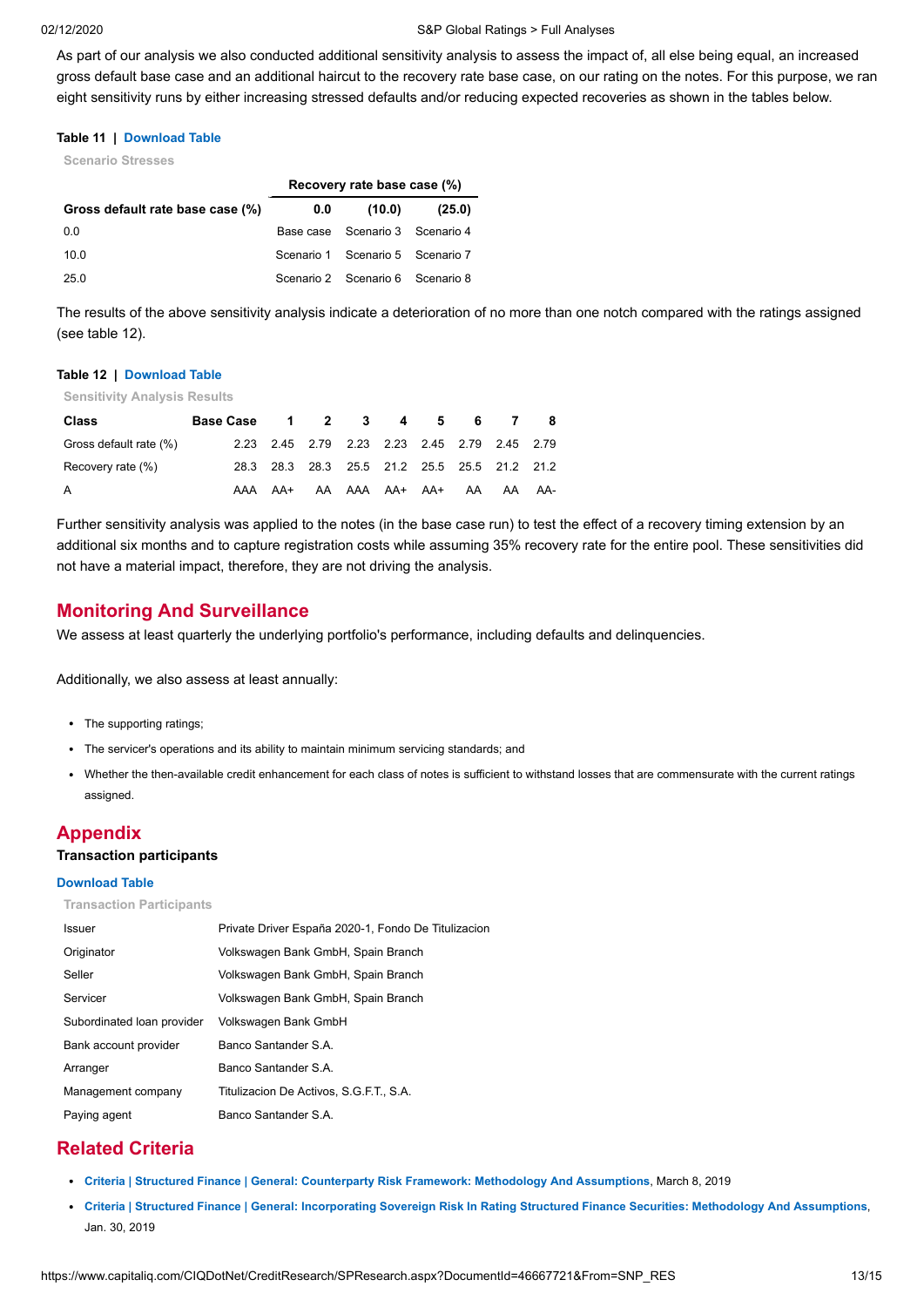As part of our analysis we also conducted additional sensitivity analysis to assess the impact of, all else being equal, an increased gross default base case and an additional haircut to the recovery rate base case, on our rating on the notes. For this purpose, we ran eight sensitivity runs by either increasing stressed defaults and/or reducing expected recoveries as shown in the tables below.

**Table 11 | Download Table**

Scenario Stresses

| | Recovery rate base case (%) | | |
|---|---|---|---|
| **Gross default rate base case (%)** | **0.0** | **(10.0)** | **(25.0)** |
| 0.0 | Base case | Scenario 3 | Scenario 4 |
| 10.0 | Scenario 1 | Scenario 5 | Scenario 7 |
| 25.0 | Scenario 2 | Scenario 6 | Scenario 8 |

The results of the above sensitivity analysis indicate a deterioration of no more than one notch compared with the ratings assigned (see table 12).

**Table 12 | Download Table**

Sensitivity Analysis Results

| Class | Base Case | 1 | 2 | 3 | 4 | 5 | 6 | 7 | 8 |
|---|---|---|---|---|---|---|---|---|---|
| Gross default rate (%) | 2.23 | 2.45 | 2.79 | 2.23 | 2.23 | 2.45 | 2.79 | 2.45 | 2.79 |
| Recovery rate (%) | 28.3 | 28.3 | 28.3 | 25.5 | 21.2 | 25.5 | 25.5 | 21.2 | 21.2 |
| A | AAA | AA+ | AA | AAA | AA+ | AA+ | AA | AA | AA- |

Further sensitivity analysis was applied to the notes (in the base case run) to test the effect of a recovery timing extension by an additional six months and to capture registration costs while assuming 35% recovery rate for the entire pool. These sensitivities did not have a material impact, therefore, they are not driving the analysis.

## Monitoring And Surveillance

We assess at least quarterly the underlying portfolio's performance, including defaults and delinquencies.

Additionally, we also assess at least annually:

- The supporting ratings;
- The servicer's operations and its ability to maintain minimum servicing standards; and
- Whether the then-available credit enhancement for each class of notes is sufficient to withstand losses that are commensurate with the current ratings assigned.

## Appendix

### Transaction participants

**Download Table**

Transaction Participants

| | |
|---|---|
| Issuer | Private Driver España 2020-1, Fondo De Titulizacion |
| Originator | Volkswagen Bank GmbH, Spain Branch |
| Seller | Volkswagen Bank GmbH, Spain Branch |
| Servicer | Volkswagen Bank GmbH, Spain Branch |
| Subordinated loan provider | Volkswagen Bank GmbH |
| Bank account provider | Banco Santander S.A. |
| Arranger | Banco Santander S.A. |
| Management company | Titulizacion De Activos, S.G.F.T., S.A. |
| Paying agent | Banco Santander S.A. |

## Related Criteria

- **Criteria | Structured Finance | General: Counterparty Risk Framework: Methodology And Assumptions**, March 8, 2019
- **Criteria | Structured Finance | General: Incorporating Sovereign Risk In Rating Structured Finance Securities: Methodology And Assumptions**, Jan. 30, 2019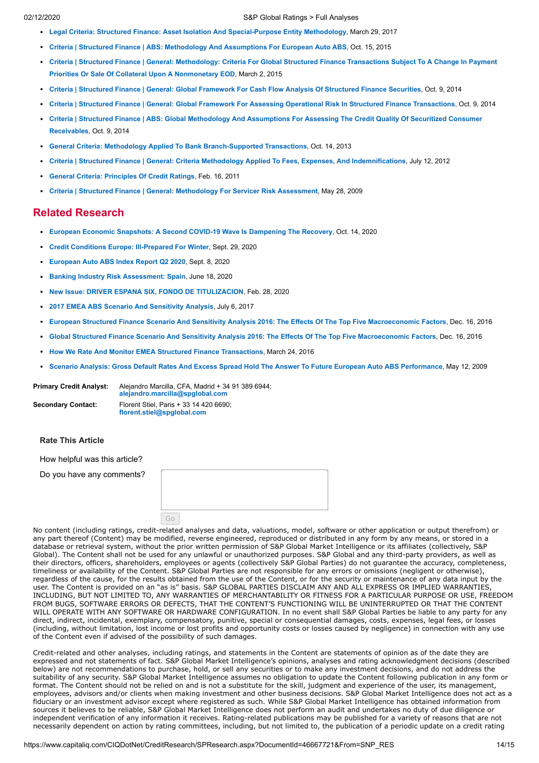- **Legal Criteria: Structured Finance: Asset Isolation And Special-Purpose Entity Methodology**, March 29, 2017
- **Criteria | Structured Finance | ABS: Methodology And Assumptions For European Auto ABS**, Oct. 15, 2015
- **Criteria | Structured Finance | General: Methodology: Criteria For Global Structured Finance Transactions Subject To A Change In Payment Priorities Or Sale Of Collateral Upon A Nonmonetary EOD**, March 2, 2015
- **Criteria | Structured Finance | General: Global Framework For Cash Flow Analysis Of Structured Finance Securities**, Oct. 9, 2014
- **Criteria | Structured Finance | General: Global Framework For Assessing Operational Risk In Structured Finance Transactions**, Oct. 9, 2014
- **Criteria | Structured Finance | ABS: Global Methodology And Assumptions For Assessing The Credit Quality Of Securitized Consumer Receivables**, Oct. 9, 2014
- **General Criteria: Methodology Applied To Bank Branch-Supported Transactions**, Oct. 14, 2013
- **Criteria | Structured Finance | General: Criteria Methodology Applied To Fees, Expenses, And Indemnifications**, July 12, 2012
- **General Criteria: Principles Of Credit Ratings**, Feb. 16, 2011
- **Criteria | Structured Finance | General: Methodology For Servicer Risk Assessment**, May 28, 2009

## Related Research

- **European Economic Snapshots: A Second COVID-19 Wave Is Dampening The Recovery**, Oct. 14, 2020
- **Credit Conditions Europe: Ill-Prepared For Winter**, Sept. 29, 2020
- **European Auto ABS Index Report Q2 2020**, Sept. 8, 2020
- **Banking Industry Risk Assessment: Spain**, June 18, 2020
- **New Issue: DRIVER ESPANA SIX, FONDO DE TITULIZACION**, Feb. 28, 2020
- **2017 EMEA ABS Scenario And Sensitivity Analysis**, July 6, 2017
- **European Structured Finance Scenario And Sensitivity Analysis 2016: The Effects Of The Top Five Macroeconomic Factors**, Dec. 16, 2016
- **Global Structured Finance Scenario And Sensitivity Analysis 2016: The Effects Of The Top Five Macroeconomic Factors**, Dec. 16, 2016
- **How We Rate And Monitor EMEA Structured Finance Transactions**, March 24, 2016
- **Scenario Analysis: Gross Default Rates And Excess Spread Hold The Answer To Future European Auto ABS Performance**, May 12, 2009

**Primary Credit Analyst:** Alejandro Marcilla, CFA, Madrid + 34 91 389 6944; **alejandro.marcilla@spglobal.com**

**Secondary Contact:** Florent Stiel, Paris + 33 14 420 6690; **florent.stiel@spglobal.com**

**Rate This Article**

How helpful was this article?

Do you have any comments?

Go

No content (including ratings, credit-related analyses and data, valuations, model, software or other application or output therefrom) or any part thereof (Content) may be modified, reverse engineered, reproduced or distributed in any form by any means, or stored in a database or retrieval system, without the prior written permission of S&P Global Market Intelligence or its affiliates (collectively, S&P Global). The Content shall not be used for any unlawful or unauthorized purposes. S&P Global and any third-party providers, as well as their directors, officers, shareholders, employees or agents (collectively S&P Global Parties) do not guarantee the accuracy, completeness, timeliness or availability of the Content. S&P Global Parties are not responsible for any errors or omissions (negligent or otherwise), regardless of the cause, for the results obtained from the use of the Content, or for the security or maintenance of any data input by the user. The Content is provided on an "as is" basis. S&P GLOBAL PARTIES DISCLAIM ANY AND ALL EXPRESS OR IMPLIED WARRANTIES, INCLUDING, BUT NOT LIMITED TO, ANY WARRANTIES OF MERCHANTABILITY OR FITNESS FOR A PARTICULAR PURPOSE OR USE, FREEDOM FROM BUGS, SOFTWARE ERRORS OR DEFECTS, THAT THE CONTENT'S FUNCTIONING WILL BE UNINTERRUPTED OR THAT THE CONTENT WILL OPERATE WITH ANY SOFTWARE OR HARDWARE CONFIGURATION. In no event shall S&P Global Parties be liable to any party for any direct, indirect, incidental, exemplary, compensatory, punitive, special or consequential damages, costs, expenses, legal fees, or losses (including, without limitation, lost income or lost profits and opportunity costs or losses caused by negligence) in connection with any use of the Content even if advised of the possibility of such damages.

Credit-related and other analyses, including ratings, and statements in the Content are statements of opinion as of the date they are expressed and not statements of fact. S&P Global Market Intelligence's opinions, analyses and rating acknowledgment decisions (described below) are not recommendations to purchase, hold, or sell any securities or to make any investment decisions, and do not address the suitability of any security. S&P Global Market Intelligence assumes no obligation to update the Content following publication in any form or format. The Content should not be relied on and is not a substitute for the skill, judgment and experience of the user, its management, employees, advisors and/or clients when making investment and other business decisions. S&P Global Market Intelligence does not act as a fiduciary or an investment advisor except where registered as such. While S&P Global Market Intelligence has obtained information from sources it believes to be reliable, S&P Global Market Intelligence does not perform an audit and undertakes no duty of due diligence or independent verification of any information it receives. Rating-related publications may be published for a variety of reasons that are not necessarily dependent on action by rating committees, including, but not limited to, the publication of a periodic update on a credit rating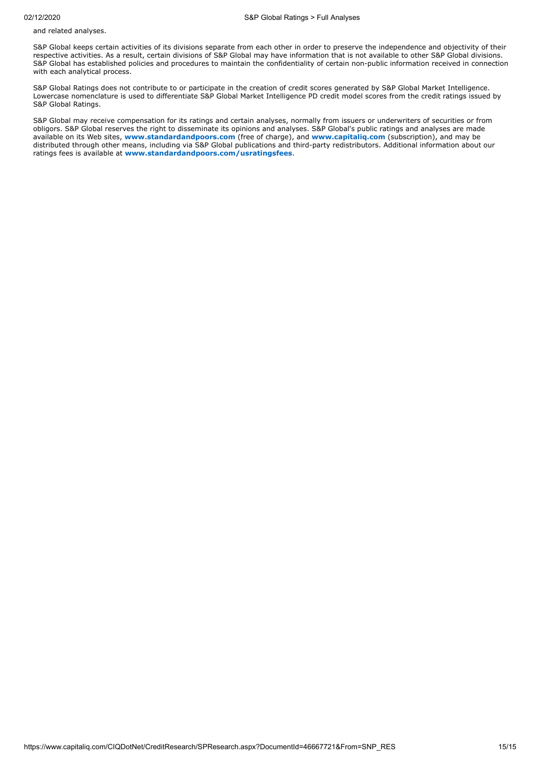and related analyses.

S&P Global keeps certain activities of its divisions separate from each other in order to preserve the independence and objectivity of their respective activities. As a result, certain divisions of S&P Global may have information that is not available to other S&P Global divisions. S&P Global has established policies and procedures to maintain the confidentiality of certain non-public information received in connection with each analytical process.

S&P Global Ratings does not contribute to or participate in the creation of credit scores generated by S&P Global Market Intelligence. Lowercase nomenclature is used to differentiate S&P Global Market Intelligence PD credit model scores from the credit ratings issued by S&P Global Ratings.

S&P Global may receive compensation for its ratings and certain analyses, normally from issuers or underwriters of securities or from obligors. S&P Global reserves the right to disseminate its opinions and analyses. S&P Global's public ratings and analyses are made available on its Web sites, **www.standardandpoors.com** (free of charge), and **www.capitaliq.com** (subscription), and may be distributed through other means, including via S&P Global publications and third-party redistributors. Additional information about our ratings fees is available at **www.standardandpoors.com/usratingsfees**.